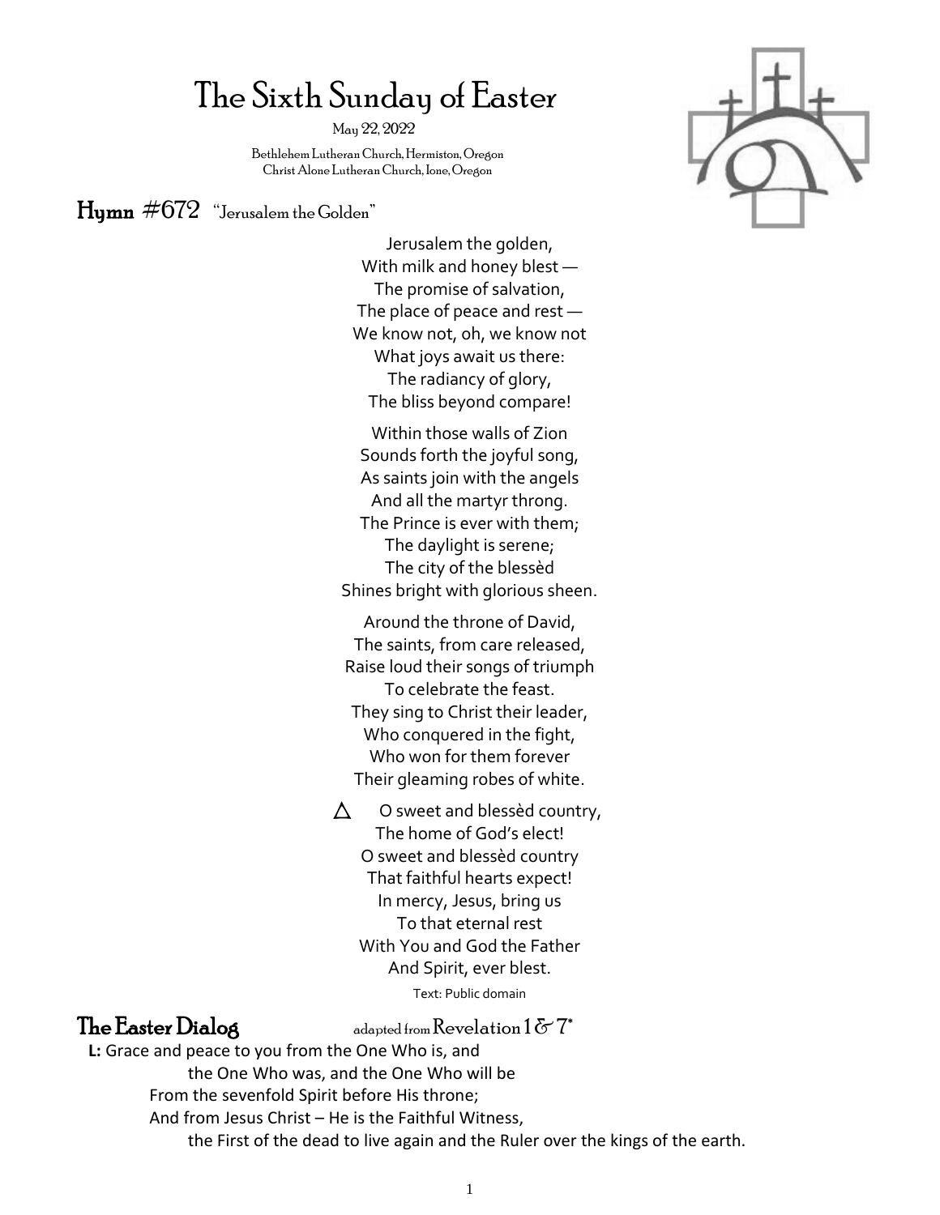# The Sixth Sunday of Easter

May 22, 2022

Bethlehem Lutheran Church, Hermiston, Oregon
Christ Alone Lutheran Church, Ione, Oregon

## Hymn #672 "Jerusalem the Golden"

Jerusalem the golden,
With milk and honey blest —
The promise of salvation,
The place of peace and rest —
We know not, oh, we know not
What joys await us there:
The radiancy of glory,
The bliss beyond compare!

Within those walls of Zion
Sounds forth the joyful song,
As saints join with the angels
And all the martyr throng.
The Prince is ever with them;
The daylight is serene;
The city of the blessèd
Shines bright with glorious sheen.

Around the throne of David,
The saints, from care released,
Raise loud their songs of triumph
To celebrate the feast.
They sing to Christ their leader,
Who conquered in the fight,
Who won for them forever
Their gleaming robes of white.

△ O sweet and blessèd country,
The home of God's elect!
O sweet and blessèd country
That faithful hearts expect!
In mercy, Jesus, bring us
To that eternal rest
With You and God the Father
And Spirit, ever blest.

Text: Public domain

## The Easter Dialog

adapted from Revelation 1 & 7*

**L:** Grace and peace to you from the One Who is, and
the One Who was, and the One Who will be
From the sevenfold Spirit before His throne;
And from Jesus Christ – He is the Faithful Witness,
the First of the dead to live again and the Ruler over the kings of the earth.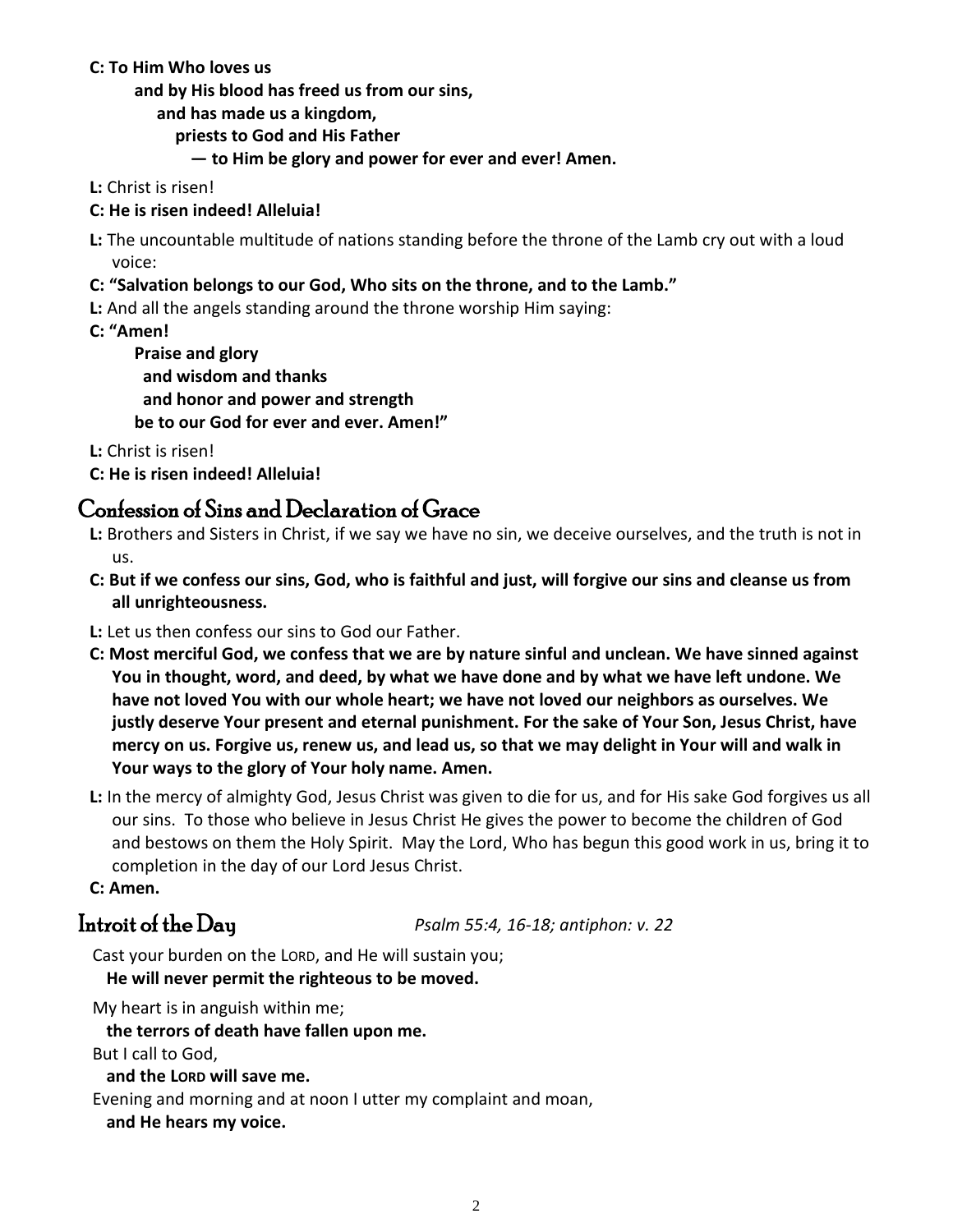**C: To Him Who loves us**
**and by His blood has freed us from our sins,**
**and has made us a kingdom,**
**priests to God and His Father**
**— to Him be glory and power for ever and ever! Amen.**

**L:** Christ is risen!

**C: He is risen indeed! Alleluia!**

**L:** The uncountable multitude of nations standing before the throne of the Lamb cry out with a loud voice:

**C: "Salvation belongs to our God, Who sits on the throne, and to the Lamb."**

**L:** And all the angels standing around the throne worship Him saying:

**C: "Amen!**
**Praise and glory**
**and wisdom and thanks**
**and honor and power and strength**
**be to our God for ever and ever. Amen!"**

**L:** Christ is risen!

**C: He is risen indeed! Alleluia!**

## Confession of Sins and Declaration of Grace

**L:** Brothers and Sisters in Christ, if we say we have no sin, we deceive ourselves, and the truth is not in us.

**C: But if we confess our sins, God, who is faithful and just, will forgive our sins and cleanse us from all unrighteousness.**

**L:** Let us then confess our sins to God our Father.

**C: Most merciful God, we confess that we are by nature sinful and unclean. We have sinned against You in thought, word, and deed, by what we have done and by what we have left undone. We have not loved You with our whole heart; we have not loved our neighbors as ourselves. We justly deserve Your present and eternal punishment. For the sake of Your Son, Jesus Christ, have mercy on us. Forgive us, renew us, and lead us, so that we may delight in Your will and walk in Your ways to the glory of Your holy name. Amen.**

**L:** In the mercy of almighty God, Jesus Christ was given to die for us, and for His sake God forgives us all our sins. To those who believe in Jesus Christ He gives the power to become the children of God and bestows on them the Holy Spirit. May the Lord, Who has begun this good work in us, bring it to completion in the day of our Lord Jesus Christ.

**C: Amen.**

## Introit of the Day *Psalm 55:4, 16-18; antiphon: v. 22*

Cast your burden on the LORD, and He will sustain you;
**He will never permit the righteous to be moved.**

My heart is in anguish within me;
**the terrors of death have fallen upon me.**

But I call to God,
**and the LORD will save me.**

Evening and morning and at noon I utter my complaint and moan,
**and He hears my voice.**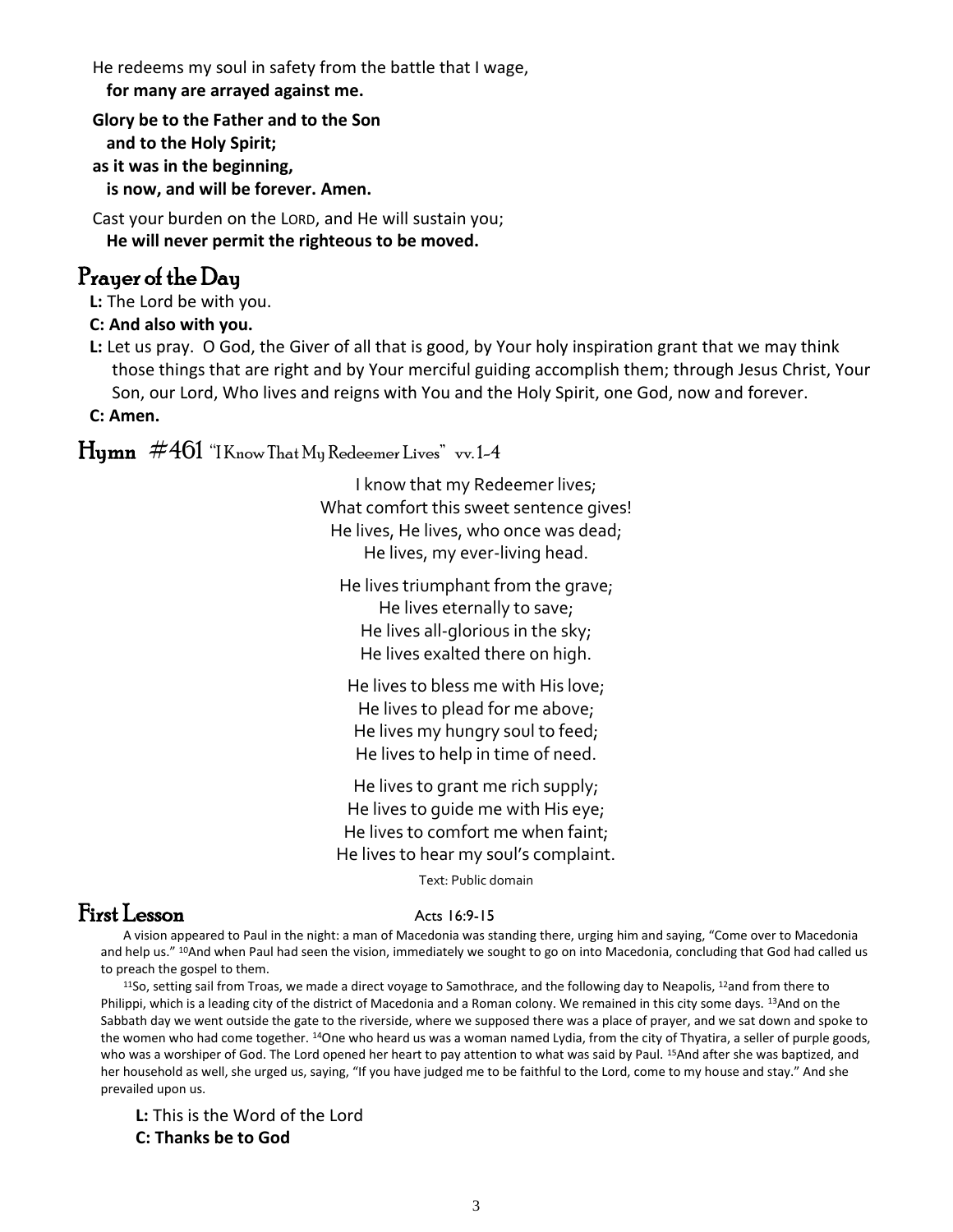He redeems my soul in safety from the battle that I wage,
**for many are arrayed against me.**

**Glory be to the Father and to the Son**
**and to the Holy Spirit;**
**as it was in the beginning,**
**is now, and will be forever. Amen.**

Cast your burden on the LORD, and He will sustain you;
**He will never permit the righteous to be moved.**

## Prayer of the Day

**L:** The Lord be with you.

**C: And also with you.**

**L:** Let us pray. O God, the Giver of all that is good, by Your holy inspiration grant that we may think those things that are right and by Your merciful guiding accomplish them; through Jesus Christ, Your Son, our Lord, Who lives and reigns with You and the Holy Spirit, one God, now and forever.

**C: Amen.**

## Hymn #461 "I Know That My Redeemer Lives" vv.1-4

I know that my Redeemer lives;
What comfort this sweet sentence gives!
He lives, He lives, who once was dead;
He lives, my ever-living head.

He lives triumphant from the grave;
He lives eternally to save;
He lives all-glorious in the sky;
He lives exalted there on high.

He lives to bless me with His love;
He lives to plead for me above;
He lives my hungry soul to feed;
He lives to help in time of need.

He lives to grant me rich supply;
He lives to guide me with His eye;
He lives to comfort me when faint;
He lives to hear my soul's complaint.

Text: Public domain

## First Lesson Acts 16:9-15

A vision appeared to Paul in the night: a man of Macedonia was standing there, urging him and saying, "Come over to Macedonia and help us." [10]And when Paul had seen the vision, immediately we sought to go on into Macedonia, concluding that God had called us to preach the gospel to them.

[11]So, setting sail from Troas, we made a direct voyage to Samothrace, and the following day to Neapolis, [12]and from there to Philippi, which is a leading city of the district of Macedonia and a Roman colony. We remained in this city some days. [13]And on the Sabbath day we went outside the gate to the riverside, where we supposed there was a place of prayer, and we sat down and spoke to the women who had come together. [14]One who heard us was a woman named Lydia, from the city of Thyatira, a seller of purple goods, who was a worshiper of God. The Lord opened her heart to pay attention to what was said by Paul. [15]And after she was baptized, and her household as well, she urged us, saying, "If you have judged me to be faithful to the Lord, come to my house and stay." And she prevailed upon us.

**L:** This is the Word of the Lord

**C: Thanks be to God**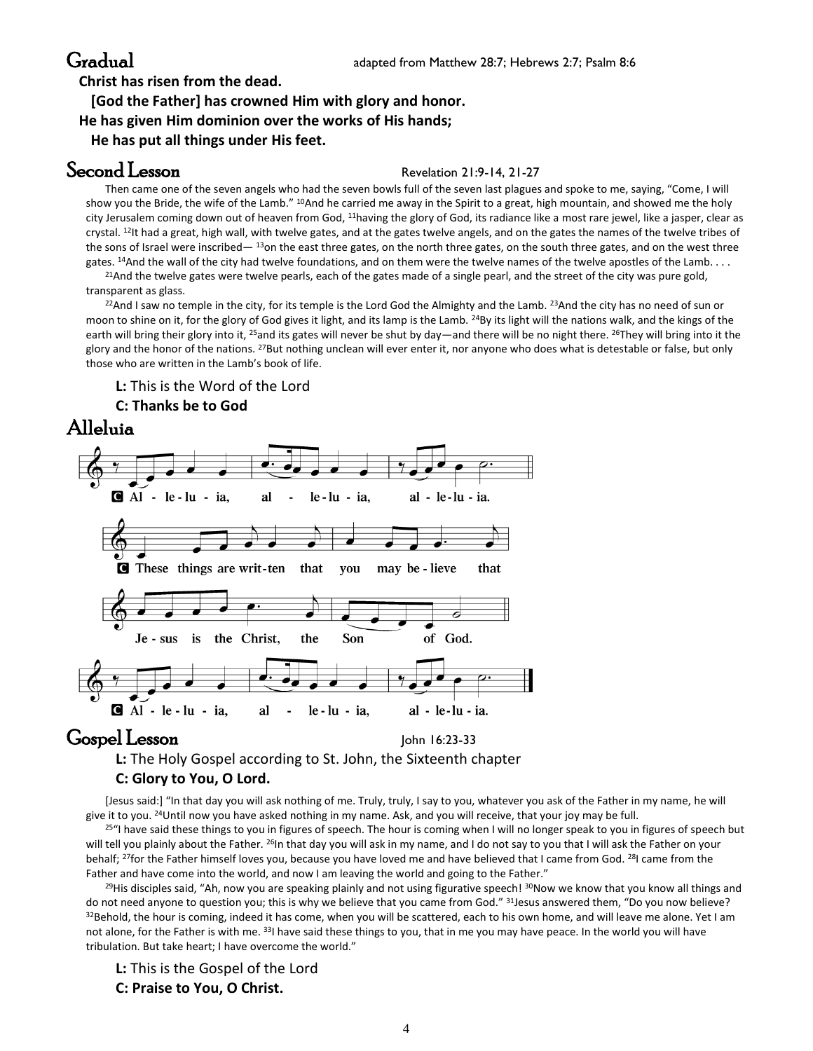## Gradual

adapted from Matthew 28:7; Hebrews 2:7; Psalm 8:6

**Christ has risen from the dead.**
**[God the Father] has crowned Him with glory and honor.**
**He has given Him dominion over the works of His hands;**
**He has put all things under His feet.**

## Second Lesson

Revelation 21:9-14, 21-27

Then came one of the seven angels who had the seven bowls full of the seven last plagues and spoke to me, saying, "Come, I will show you the Bride, the wife of the Lamb." [10]And he carried me away in the Spirit to a great, high mountain, and showed me the holy city Jerusalem coming down out of heaven from God, [11]having the glory of God, its radiance like a most rare jewel, like a jasper, clear as crystal. [12]It had a great, high wall, with twelve gates, and at the gates twelve angels, and on the gates the names of the twelve tribes of the sons of Israel were inscribed— [13]on the east three gates, on the north three gates, on the south three gates, and on the west three gates. [14]And the wall of the city had twelve foundations, and on them were the twelve names of the twelve apostles of the Lamb. . . .

[21]And the twelve gates were twelve pearls, each of the gates made of a single pearl, and the street of the city was pure gold, transparent as glass.

[22]And I saw no temple in the city, for its temple is the Lord God the Almighty and the Lamb. [23]And the city has no need of sun or moon to shine on it, for the glory of God gives it light, and its lamp is the Lamb. [24]By its light will the nations walk, and the kings of the earth will bring their glory into it, [25]and its gates will never be shut by day—and there will be no night there. [26]They will bring into it the glory and the honor of the nations. [27]But nothing unclean will ever enter it, nor anyone who does what is detestable or false, but only those who are written in the Lamb's book of life.

**L:** This is the Word of the Lord
**C: Thanks be to God**

## Alleluia

C Al - le - lu - ia, al - le - lu - ia, al - le - lu - ia.

C These things are writ - ten that you may be - lieve that Je - sus is the Christ, the Son of God.

C Al - le - lu - ia, al - le - lu - ia, al - le - lu - ia.

## Gospel Lesson

John 16:23-33

**L:** The Holy Gospel according to St. John, the Sixteenth chapter
**C: Glory to You, O Lord.**

[Jesus said:] "In that day you will ask nothing of me. Truly, truly, I say to you, whatever you ask of the Father in my name, he will give it to you. [24]Until now you have asked nothing in my name. Ask, and you will receive, that your joy may be full.

[25]"I have said these things to you in figures of speech. The hour is coming when I will no longer speak to you in figures of speech but will tell you plainly about the Father. [26]In that day you will ask in my name, and I do not say to you that I will ask the Father on your behalf; [27]for the Father himself loves you, because you have loved me and have believed that I came from God. [28]I came from the Father and have come into the world, and now I am leaving the world and going to the Father."

[29]His disciples said, "Ah, now you are speaking plainly and not using figurative speech! [30]Now we know that you know all things and do not need anyone to question you; this is why we believe that you came from God." [31]Jesus answered them, "Do you now believe? [32]Behold, the hour is coming, indeed it has come, when you will be scattered, each to his own home, and will leave me alone. Yet I am not alone, for the Father is with me. [33]I have said these things to you, that in me you may have peace. In the world you will have tribulation. But take heart; I have overcome the world."

**L:** This is the Gospel of the Lord
**C: Praise to You, O Christ.**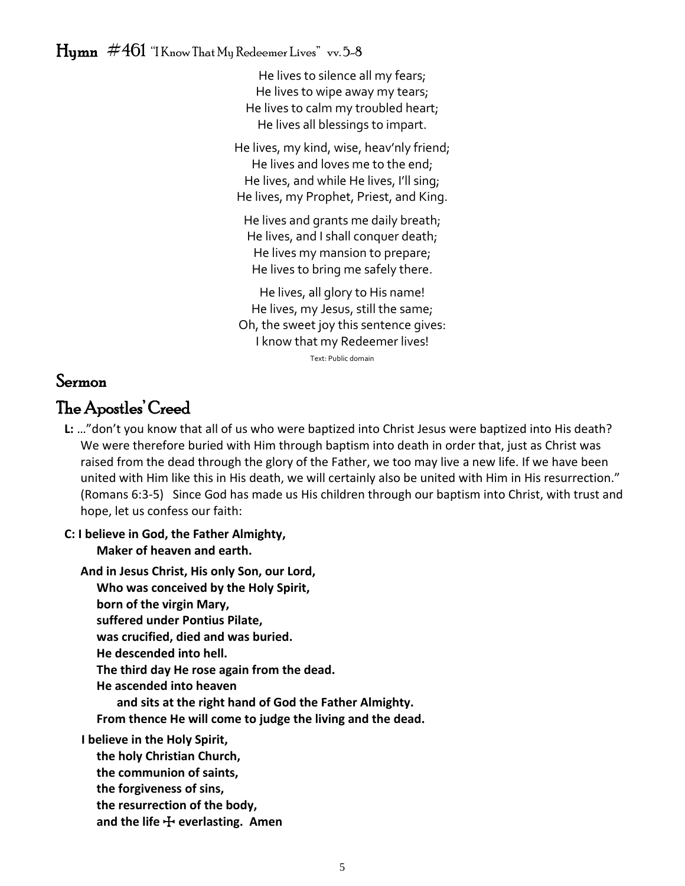## Hymn #461 "I Know That My Redeemer Lives" vv. 5-8

He lives to silence all my fears;
He lives to wipe away my tears;
He lives to calm my troubled heart;
He lives all blessings to impart.

He lives, my kind, wise, heav'nly friend;
He lives and loves me to the end;
He lives, and while He lives, I'll sing;
He lives, my Prophet, Priest, and King.

He lives and grants me daily breath;
He lives, and I shall conquer death;
He lives my mansion to prepare;
He lives to bring me safely there.

He lives, all glory to His name!
He lives, my Jesus, still the same;
Oh, the sweet joy this sentence gives:
I know that my Redeemer lives!

Text: Public domain

## Sermon

## The Apostles' Creed

**L:** …"don't you know that all of us who were baptized into Christ Jesus were baptized into His death? We were therefore buried with Him through baptism into death in order that, just as Christ was raised from the dead through the glory of the Father, we too may live a new life. If we have been united with Him like this in His death, we will certainly also be united with Him in His resurrection." (Romans 6:3-5) Since God has made us His children through our baptism into Christ, with trust and hope, let us confess our faith:

**C: I believe in God, the Father Almighty,**
**Maker of heaven and earth.**

**And in Jesus Christ, His only Son, our Lord,**
**Who was conceived by the Holy Spirit,**
**born of the virgin Mary,**
**suffered under Pontius Pilate,**
**was crucified, died and was buried.**
**He descended into hell.**
**The third day He rose again from the dead.**
**He ascended into heaven**
**and sits at the right hand of God the Father Almighty.**
**From thence He will come to judge the living and the dead.**

**I believe in the Holy Spirit,**
**the holy Christian Church,**
**the communion of saints,**
**the forgiveness of sins,**
**the resurrection of the body,**
**and the life ☩ everlasting. Amen**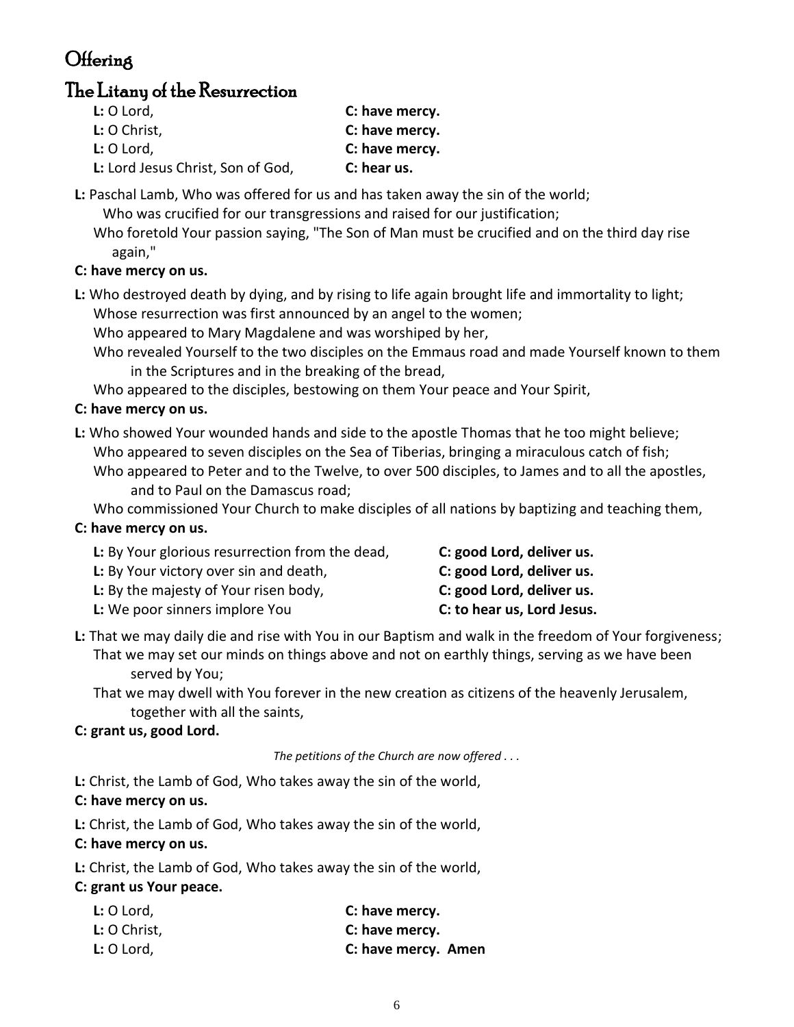# Offering

## The Litany of the Resurrection

**L:** O Lord, **C: have mercy.**
**L:** O Christ, **C: have mercy.**
**L:** O Lord, **C: have mercy.**
**L:** Lord Jesus Christ, Son of God, **C: hear us.**

**L:** Paschal Lamb, Who was offered for us and has taken away the sin of the world;
Who was crucified for our transgressions and raised for our justification;
Who foretold Your passion saying, "The Son of Man must be crucified and on the third day rise again,"

**C: have mercy on us.**

**L:** Who destroyed death by dying, and by rising to life again brought life and immortality to light;
Whose resurrection was first announced by an angel to the women;
Who appeared to Mary Magdalene and was worshiped by her,
Who revealed Yourself to the two disciples on the Emmaus road and made Yourself known to them in the Scriptures and in the breaking of the bread,
Who appeared to the disciples, bestowing on them Your peace and Your Spirit,

**C: have mercy on us.**

**L:** Who showed Your wounded hands and side to the apostle Thomas that he too might believe;
Who appeared to seven disciples on the Sea of Tiberias, bringing a miraculous catch of fish;
Who appeared to Peter and to the Twelve, to over 500 disciples, to James and to all the apostles, and to Paul on the Damascus road;
Who commissioned Your Church to make disciples of all nations by baptizing and teaching them,

**C: have mercy on us.**

**L:** By Your glorious resurrection from the dead, **C: good Lord, deliver us.**
**L:** By Your victory over sin and death, **C: good Lord, deliver us.**
**L:** By the majesty of Your risen body, **C: good Lord, deliver us.**
**L:** We poor sinners implore You **C: to hear us, Lord Jesus.**

**L:** That we may daily die and rise with You in our Baptism and walk in the freedom of Your forgiveness;
That we may set our minds on things above and not on earthly things, serving as we have been served by You;
That we may dwell with You forever in the new creation as citizens of the heavenly Jerusalem, together with all the saints,

**C: grant us, good Lord.**

*The petitions of the Church are now offered . . .*

**L:** Christ, the Lamb of God, Who takes away the sin of the world,
**C: have mercy on us.**

**L:** Christ, the Lamb of God, Who takes away the sin of the world,
**C: have mercy on us.**

**L:** Christ, the Lamb of God, Who takes away the sin of the world,
**C: grant us Your peace.**

**L:** O Lord, **C: have mercy.**
**L:** O Christ, **C: have mercy.**
**L:** O Lord, **C: have mercy. Amen**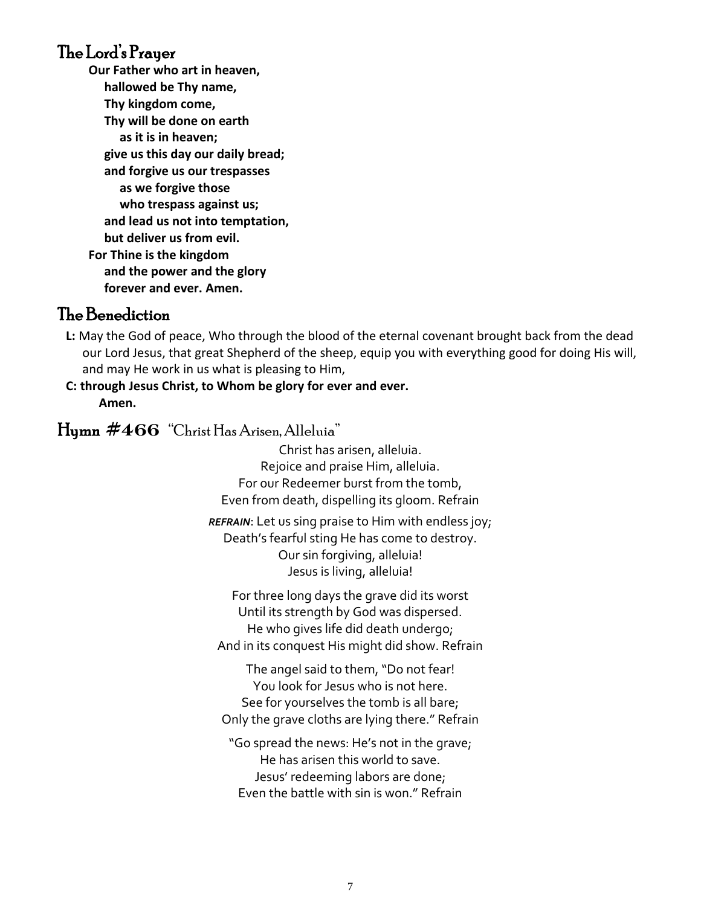## The Lord's Prayer

**Our Father who art in heaven,**
**hallowed be Thy name,**
**Thy kingdom come,**
**Thy will be done on earth**
**as it is in heaven;**
**give us this day our daily bread;**
**and forgive us our trespasses**
**as we forgive those**
**who trespass against us;**
**and lead us not into temptation,**
**but deliver us from evil.**
**For Thine is the kingdom**
**and the power and the glory**
**forever and ever. Amen.**

## The Benediction

**L:** May the God of peace, Who through the blood of the eternal covenant brought back from the dead our Lord Jesus, that great Shepherd of the sheep, equip you with everything good for doing His will, and may He work in us what is pleasing to Him,

**C: through Jesus Christ, to Whom be glory for ever and ever.**
**Amen.**

## Hymn #466 "Christ Has Arisen, Alleluia"

Christ has arisen, alleluia.
Rejoice and praise Him, alleluia.
For our Redeemer burst from the tomb,
Even from death, dispelling its gloom. Refrain

***REFRAIN***: Let us sing praise to Him with endless joy;
Death's fearful sting He has come to destroy.
Our sin forgiving, alleluia!
Jesus is living, alleluia!

For three long days the grave did its worst
Until its strength by God was dispersed.
He who gives life did death undergo;
And in its conquest His might did show. Refrain

The angel said to them, "Do not fear!
You look for Jesus who is not here.
See for yourselves the tomb is all bare;
Only the grave cloths are lying there." Refrain

"Go spread the news: He's not in the grave;
He has arisen this world to save.
Jesus' redeeming labors are done;
Even the battle with sin is won." Refrain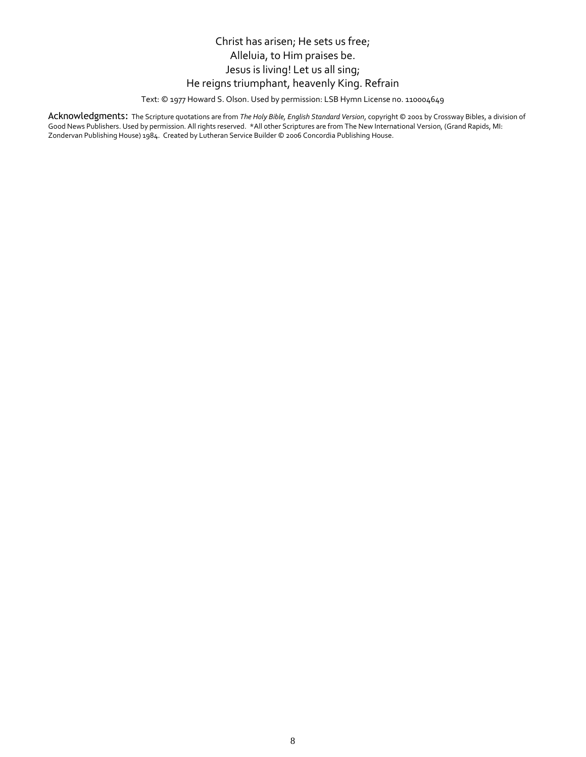Christ has arisen; He sets us free;  
Alleluia, to Him praises be.  
Jesus is living! Let us all sing;  
He reigns triumphant, heavenly King. Refrain

Text: © 1977 Howard S. Olson. Used by permission: LSB Hymn License no. 110004649

**Acknowledgments:** The Scripture quotations are from *The Holy Bible, English Standard Version*, copyright © 2001 by Crossway Bibles, a division of Good News Publishers. Used by permission. All rights reserved. *All other Scriptures are from The New International Version, (Grand Rapids, MI: Zondervan Publishing House) 1984. Created by Lutheran Service Builder © 2006 Concordia Publishing House.